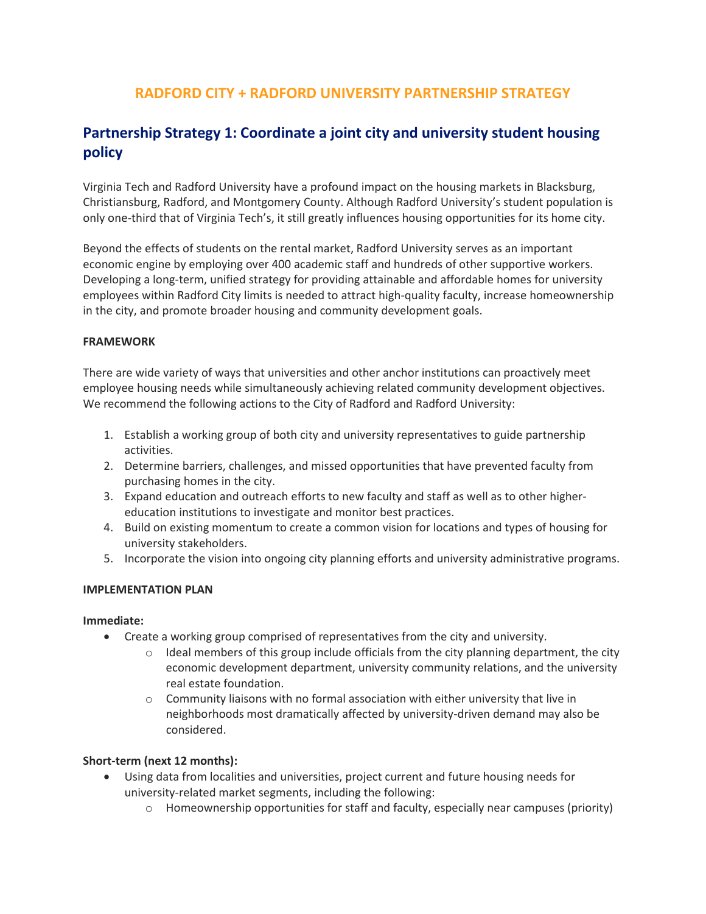# RADFORD CITY + RADFORD UNIVERSITY PARTNERSHIP STRATEGY

## Partnership Strategy 1: Coordinate a joint city and university student housing policy

Virginia Tech and Radford University have a profound impact on the housing markets in Blacksburg, Christiansburg, Radford, and Montgomery County. Although Radford University's student population is only one-third that of Virginia Tech's, it still greatly influences housing opportunities for its home city.

Beyond the effects of students on the rental market, Radford University serves as an important economic engine by employing over 400 academic staff and hundreds of other supportive workers. Developing a long-term, unified strategy for providing attainable and affordable homes for university employees within Radford City limits is needed to attract high-quality faculty, increase homeownership in the city, and promote broader housing and community development goals.

**FRAMEWORK**

There are wide variety of ways that universities and other anchor institutions can proactively meet employee housing needs while simultaneously achieving related community development objectives. We recommend the following actions to the City of Radford and Radford University:

1. Establish a working group of both city and university representatives to guide partnership activities.
2. Determine barriers, challenges, and missed opportunities that have prevented faculty from purchasing homes in the city.
3. Expand education and outreach efforts to new faculty and staff as well as to other higher-education institutions to investigate and monitor best practices.
4. Build on existing momentum to create a common vision for locations and types of housing for university stakeholders.
5. Incorporate the vision into ongoing city planning efforts and university administrative programs.

**IMPLEMENTATION PLAN**

**Immediate:**

- Create a working group comprised of representatives from the city and university.
  - Ideal members of this group include officials from the city planning department, the city economic development department, university community relations, and the university real estate foundation.
  - Community liaisons with no formal association with either university that live in neighborhoods most dramatically affected by university-driven demand may also be considered.

**Short-term (next 12 months):**

- Using data from localities and universities, project current and future housing needs for university-related market segments, including the following:
  - Homeownership opportunities for staff and faculty, especially near campuses (priority)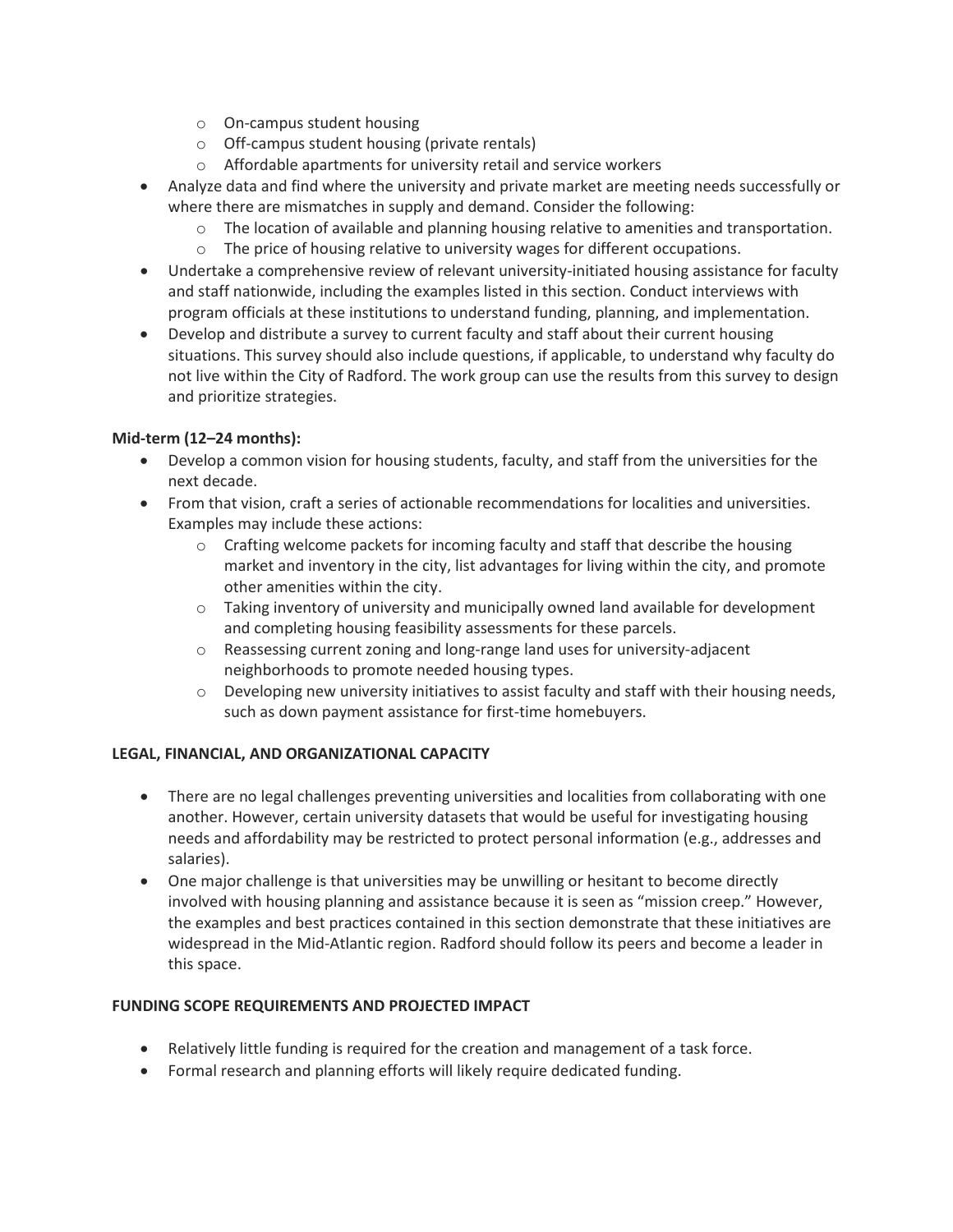- On-campus student housing
  - Off-campus student housing (private rentals)
  - Affordable apartments for university retail and service workers
- Analyze data and find where the university and private market are meeting needs successfully or where there are mismatches in supply and demand. Consider the following:
  - The location of available and planning housing relative to amenities and transportation.
  - The price of housing relative to university wages for different occupations.
- Undertake a comprehensive review of relevant university-initiated housing assistance for faculty and staff nationwide, including the examples listed in this section. Conduct interviews with program officials at these institutions to understand funding, planning, and implementation.
- Develop and distribute a survey to current faculty and staff about their current housing situations. This survey should also include questions, if applicable, to understand why faculty do not live within the City of Radford. The work group can use the results from this survey to design and prioritize strategies.

**Mid-term (12–24 months):**

- Develop a common vision for housing students, faculty, and staff from the universities for the next decade.
- From that vision, craft a series of actionable recommendations for localities and universities. Examples may include these actions:
  - Crafting welcome packets for incoming faculty and staff that describe the housing market and inventory in the city, list advantages for living within the city, and promote other amenities within the city.
  - Taking inventory of university and municipally owned land available for development and completing housing feasibility assessments for these parcels.
  - Reassessing current zoning and long-range land uses for university-adjacent neighborhoods to promote needed housing types.
  - Developing new university initiatives to assist faculty and staff with their housing needs, such as down payment assistance for first-time homebuyers.

**LEGAL, FINANCIAL, AND ORGANIZATIONAL CAPACITY**

- There are no legal challenges preventing universities and localities from collaborating with one another. However, certain university datasets that would be useful for investigating housing needs and affordability may be restricted to protect personal information (e.g., addresses and salaries).
- One major challenge is that universities may be unwilling or hesitant to become directly involved with housing planning and assistance because it is seen as "mission creep." However, the examples and best practices contained in this section demonstrate that these initiatives are widespread in the Mid-Atlantic region. Radford should follow its peers and become a leader in this space.

**FUNDING SCOPE REQUIREMENTS AND PROJECTED IMPACT**

- Relatively little funding is required for the creation and management of a task force.
- Formal research and planning efforts will likely require dedicated funding.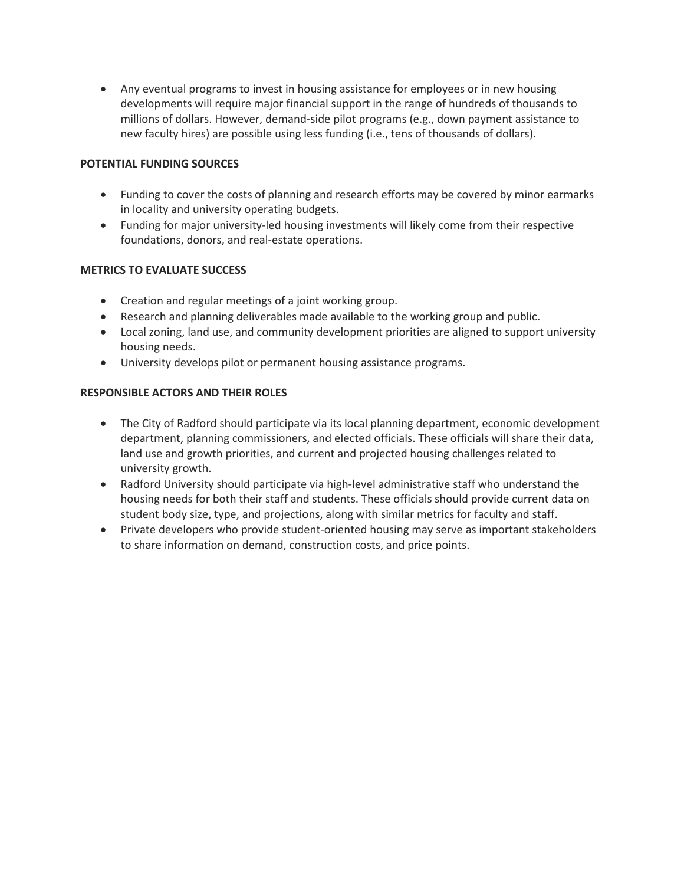- Any eventual programs to invest in housing assistance for employees or in new housing developments will require major financial support in the range of hundreds of thousands to millions of dollars. However, demand-side pilot programs (e.g., down payment assistance to new faculty hires) are possible using less funding (i.e., tens of thousands of dollars).

**POTENTIAL FUNDING SOURCES**

- Funding to cover the costs of planning and research efforts may be covered by minor earmarks in locality and university operating budgets.
- Funding for major university-led housing investments will likely come from their respective foundations, donors, and real-estate operations.

**METRICS TO EVALUATE SUCCESS**

- Creation and regular meetings of a joint working group.
- Research and planning deliverables made available to the working group and public.
- Local zoning, land use, and community development priorities are aligned to support university housing needs.
- University develops pilot or permanent housing assistance programs.

**RESPONSIBLE ACTORS AND THEIR ROLES**

- The City of Radford should participate via its local planning department, economic development department, planning commissioners, and elected officials. These officials will share their data, land use and growth priorities, and current and projected housing challenges related to university growth.
- Radford University should participate via high-level administrative staff who understand the housing needs for both their staff and students. These officials should provide current data on student body size, type, and projections, along with similar metrics for faculty and staff.
- Private developers who provide student-oriented housing may serve as important stakeholders to share information on demand, construction costs, and price points.